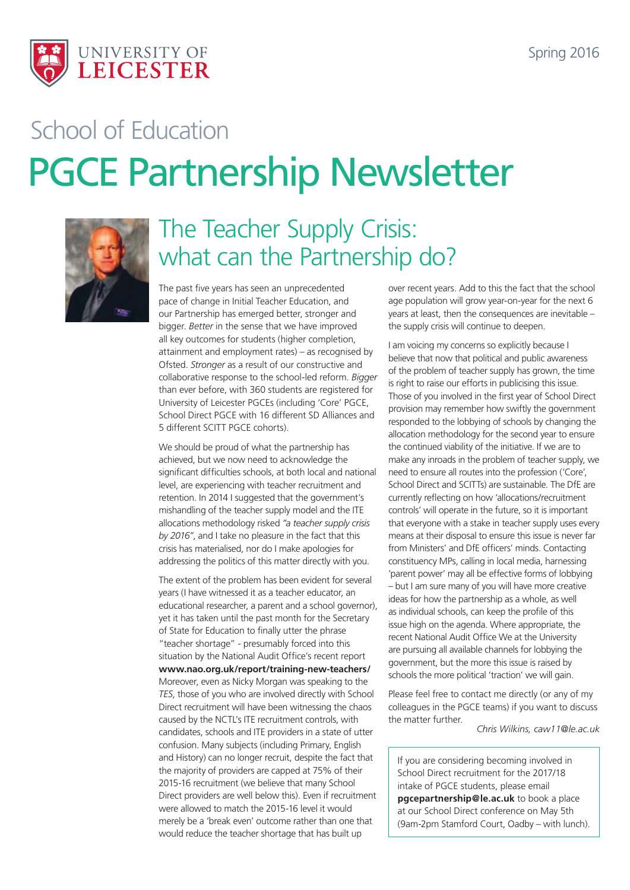UNIVERSITY OF LEICESTER

Spring 2016

## School of Education

# PGCE Partnership Newsletter

## The Teacher Supply Crisis: what can the Partnership do?

The past five years has seen an unprecedented pace of change in Initial Teacher Education, and our Partnership has emerged better, stronger and bigger. *Better* in the sense that we have improved all key outcomes for students (higher completion, attainment and employment rates) – as recognised by Ofsted. *Stronger* as a result of our constructive and collaborative response to the school-led reform. *Bigger* than ever before, with 360 students are registered for University of Leicester PGCEs (including 'Core' PGCE, School Direct PGCE with 16 different SD Alliances and 5 different SCITT PGCE cohorts).

We should be proud of what the partnership has achieved, but we now need to acknowledge the significant difficulties schools, at both local and national level, are experiencing with teacher recruitment and retention. In 2014 I suggested that the government's mishandling of the teacher supply model and the ITE allocations methodology risked *"a teacher supply crisis by 2016"*, and I take no pleasure in the fact that this crisis has materialised, nor do I make apologies for addressing the politics of this matter directly with you.

The extent of the problem has been evident for several years (I have witnessed it as a teacher educator, an educational researcher, a parent and a school governor), yet it has taken until the past month for the Secretary of State for Education to finally utter the phrase "teacher shortage" - presumably forced into this situation by the National Audit Office's recent report **www.nao.org.uk/report/training-new-teachers/** Moreover, even as Nicky Morgan was speaking to the *TES*, those of you who are involved directly with School Direct recruitment will have been witnessing the chaos caused by the NCTL's ITE recruitment controls, with candidates, schools and ITE providers in a state of utter confusion. Many subjects (including Primary, English and History) can no longer recruit, despite the fact that the majority of providers are capped at 75% of their 2015-16 recruitment (we believe that many School Direct providers are well below this). Even if recruitment were allowed to match the 2015-16 level it would merely be a 'break even' outcome rather than one that would reduce the teacher shortage that has built up over recent years. Add to this the fact that the school age population will grow year-on-year for the next 6 years at least, then the consequences are inevitable – the supply crisis will continue to deepen.

I am voicing my concerns so explicitly because I believe that now that political and public awareness of the problem of teacher supply has grown, the time is right to raise our efforts in publicising this issue. Those of you involved in the first year of School Direct provision may remember how swiftly the government responded to the lobbying of schools by changing the allocation methodology for the second year to ensure the continued viability of the initiative. If we are to make any inroads in the problem of teacher supply, we need to ensure all routes into the profession ('Core', School Direct and SCITTs) are sustainable. The DfE are currently reflecting on how 'allocations/recruitment controls' will operate in the future, so it is important that everyone with a stake in teacher supply uses every means at their disposal to ensure this issue is never far from Ministers' and DfE officers' minds. Contacting constituency MPs, calling in local media, harnessing 'parent power' may all be effective forms of lobbying – but I am sure many of you will have more creative ideas for how the partnership as a whole, as well as individual schools, can keep the profile of this issue high on the agenda. Where appropriate, the recent National Audit Office We at the University are pursuing all available channels for lobbying the government, but the more this issue is raised by schools the more political 'traction' we will gain.

Please feel free to contact me directly (or any of my colleagues in the PGCE teams) if you want to discuss the matter further.

*Chris Wilkins, caw11@le.ac.uk*

If you are considering becoming involved in School Direct recruitment for the 2017/18 intake of PGCE students, please email **pgcepartnership@le.ac.uk** to book a place at our School Direct conference on May 5th (9am-2pm Stamford Court, Oadby – with lunch).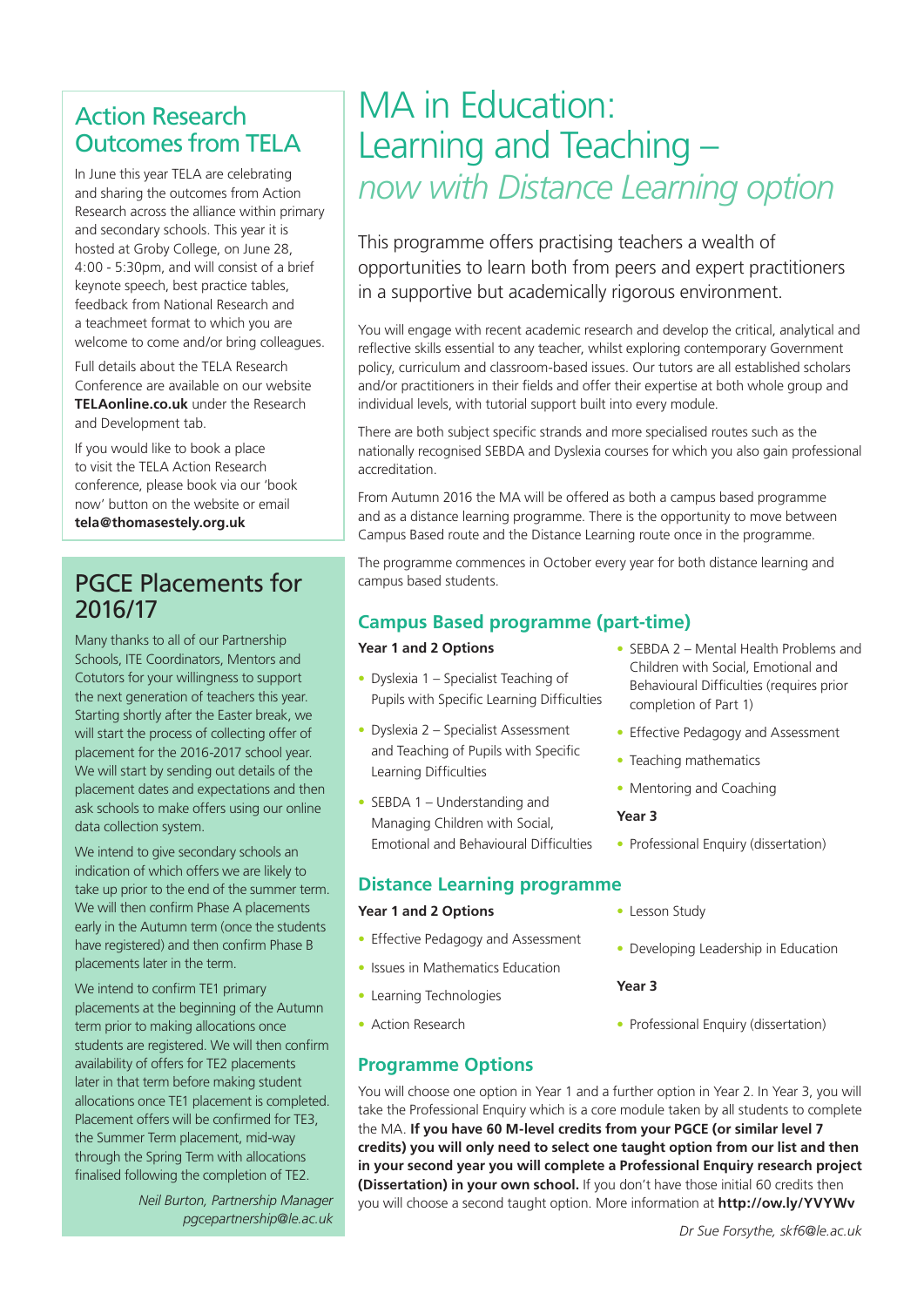## Action Research Outcomes from TELA

In June this year TELA are celebrating and sharing the outcomes from Action Research across the alliance within primary and secondary schools. This year it is hosted at Groby College, on June 28, 4:00 - 5:30pm, and will consist of a brief keynote speech, best practice tables, feedback from National Research and a teachmeet format to which you are welcome to come and/or bring colleagues.

Full details about the TELA Research Conference are available on our website **TELAonline.co.uk** under the Research and Development tab.

If you would like to book a place to visit the TELA Action Research conference, please book via our 'book now' button on the website or email **tela@thomasestely.org.uk**

## PGCE Placements for 2016/17

Many thanks to all of our Partnership Schools, ITE Coordinators, Mentors and Cotutors for your willingness to support the next generation of teachers this year. Starting shortly after the Easter break, we will start the process of collecting offer of placement for the 2016-2017 school year. We will start by sending out details of the placement dates and expectations and then ask schools to make offers using our online data collection system.

We intend to give secondary schools an indication of which offers we are likely to take up prior to the end of the summer term. We will then confirm Phase A placements early in the Autumn term (once the students have registered) and then confirm Phase B placements later in the term.

We intend to confirm TE1 primary placements at the beginning of the Autumn term prior to making allocations once students are registered. We will then confirm availability of offers for TE2 placements later in that term before making student allocations once TE1 placement is completed. Placement offers will be confirmed for TE3, the Summer Term placement, mid-way through the Spring Term with allocations finalised following the completion of TE2.

*Neil Burton, Partnership Manager pgcepartnership@le.ac.uk*

# MA in Education: Learning and Teaching – *now with Distance Learning option*

This programme offers practising teachers a wealth of opportunities to learn both from peers and expert practitioners in a supportive but academically rigorous environment.

You will engage with recent academic research and develop the critical, analytical and reflective skills essential to any teacher, whilst exploring contemporary Government policy, curriculum and classroom-based issues. Our tutors are all established scholars and/or practitioners in their fields and offer their expertise at both whole group and individual levels, with tutorial support built into every module.

There are both subject specific strands and more specialised routes such as the nationally recognised SEBDA and Dyslexia courses for which you also gain professional accreditation.

From Autumn 2016 the MA will be offered as both a campus based programme and as a distance learning programme. There is the opportunity to move between Campus Based route and the Distance Learning route once in the programme.

The programme commences in October every year for both distance learning and campus based students.

### Campus Based programme (part-time)

**Year 1 and 2 Options**

- Dyslexia 1 – Specialist Teaching of Pupils with Specific Learning Difficulties
- Dyslexia 2 – Specialist Assessment and Teaching of Pupils with Specific Learning Difficulties
- SEBDA 1 – Understanding and Managing Children with Social, Emotional and Behavioural Difficulties
- SEBDA 2 – Mental Health Problems and Children with Social, Emotional and Behavioural Difficulties (requires prior completion of Part 1)
- Effective Pedagogy and Assessment
- Teaching mathematics
- Mentoring and Coaching

**Year 3**

- Professional Enquiry (dissertation)

### Distance Learning programme

**Year 1 and 2 Options**

- Effective Pedagogy and Assessment
- Issues in Mathematics Education
- Learning Technologies
- Action Research
- Lesson Study
- Developing Leadership in Education

**Year 3**

- Professional Enquiry (dissertation)

### Programme Options

You will choose one option in Year 1 and a further option in Year 2. In Year 3, you will take the Professional Enquiry which is a core module taken by all students to complete the MA. **If you have 60 M-level credits from your PGCE (or similar level 7 credits) you will only need to select one taught option from our list and then in your second year you will complete a Professional Enquiry research project (Dissertation) in your own school.** If you don't have those initial 60 credits then you will choose a second taught option. More information at **http://ow.ly/YVYWv**

*Dr Sue Forsythe, skf6@le.ac.uk*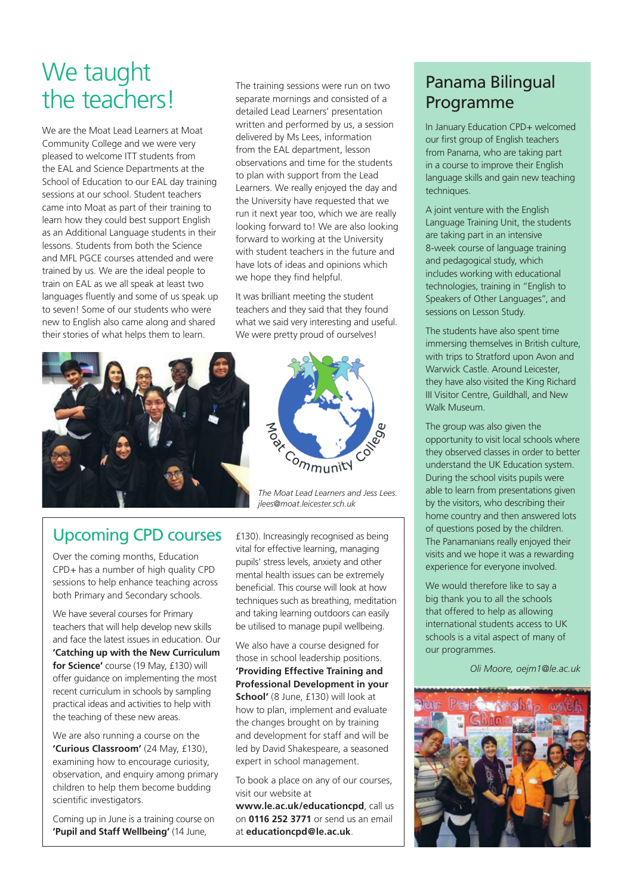# We taught the teachers!

We are the Moat Lead Learners at Moat Community College and we were very pleased to welcome ITT students from the EAL and Science Departments at the School of Education to our EAL day training sessions at our school. Student teachers came into Moat as part of their training to learn how they could best support English as an Additional Language students in their lessons. Students from both the Science and MFL PGCE courses attended and were trained by us. We are the ideal people to train on EAL as we all speak at least two languages fluently and some of us speak up to seven! Some of our students who were new to English also came along and shared their stories of what helps them to learn.

The training sessions were run on two separate mornings and consisted of a detailed Lead Learners' presentation written and performed by us, a session delivered by Ms Lees, information from the EAL department, lesson observations and time for the students to plan with support from the Lead Learners. We really enjoyed the day and the University have requested that we run it next year too, which we are really looking forward to! We are also looking forward to working at the University with student teachers in the future and have lots of ideas and opinions which we hope they find helpful.

It was brilliant meeting the student teachers and they said that they found what we said very interesting and useful. We were pretty proud of ourselves!

Moat Community College

*The Moat Lead Learners and Jess Lees. jlees@moat.leicester.sch.uk*

## Upcoming CPD courses

Over the coming months, Education CPD+ has a number of high quality CPD sessions to help enhance teaching across both Primary and Secondary schools.

We have several courses for Primary teachers that will help develop new skills and face the latest issues in education. Our **'Catching up with the New Curriculum for Science'** course (19 May, £130) will offer guidance on implementing the most recent curriculum in schools by sampling practical ideas and activities to help with the teaching of these new areas.

We are also running a course on the **'Curious Classroom'** (24 May, £130), examining how to encourage curiosity, observation, and enquiry among primary children to help them become budding scientific investigators.

Coming up in June is a training course on **'Pupil and Staff Wellbeing'** (14 June, £130). Increasingly recognised as being vital for effective learning, managing pupils' stress levels, anxiety and other mental health issues can be extremely beneficial. This course will look at how techniques such as breathing, meditation and taking learning outdoors can easily be utilised to manage pupil wellbeing.

We also have a course designed for those in school leadership positions. **'Providing Effective Training and Professional Development in your School'** (8 June, £130) will look at how to plan, implement and evaluate the changes brought on by training and development for staff and will be led by David Shakespeare, a seasoned expert in school management.

To book a place on any of our courses, visit our website at **www.le.ac.uk/educationcpd**, call us on **0116 252 3771** or send us an email at **educationcpd@le.ac.uk**.

## Panama Bilingual Programme

In January Education CPD+ welcomed our first group of English teachers from Panama, who are taking part in a course to improve their English language skills and gain new teaching techniques.

A joint venture with the English Language Training Unit, the students are taking part in an intensive 8-week course of language training and pedagogical study, which includes working with educational technologies, training in "English to Speakers of Other Languages", and sessions on Lesson Study.

The students have also spent time immersing themselves in British culture, with trips to Stratford upon Avon and Warwick Castle. Around Leicester, they have also visited the King Richard III Visitor Centre, Guildhall, and New Walk Museum.

The group was also given the opportunity to visit local schools where they observed classes in order to better understand the UK Education system. During the school visits pupils were able to learn from presentations given by the visitors, who describing their home country and then answered lots of questions posed by the children. The Panamanians really enjoyed their visits and we hope it was a rewarding experience for everyone involved.

We would therefore like to say a big thank you to all the schools that offered to help as allowing international students access to UK schools is a vital aspect of many of our programmes.

*Oli Moore, oejm1@le.ac.uk*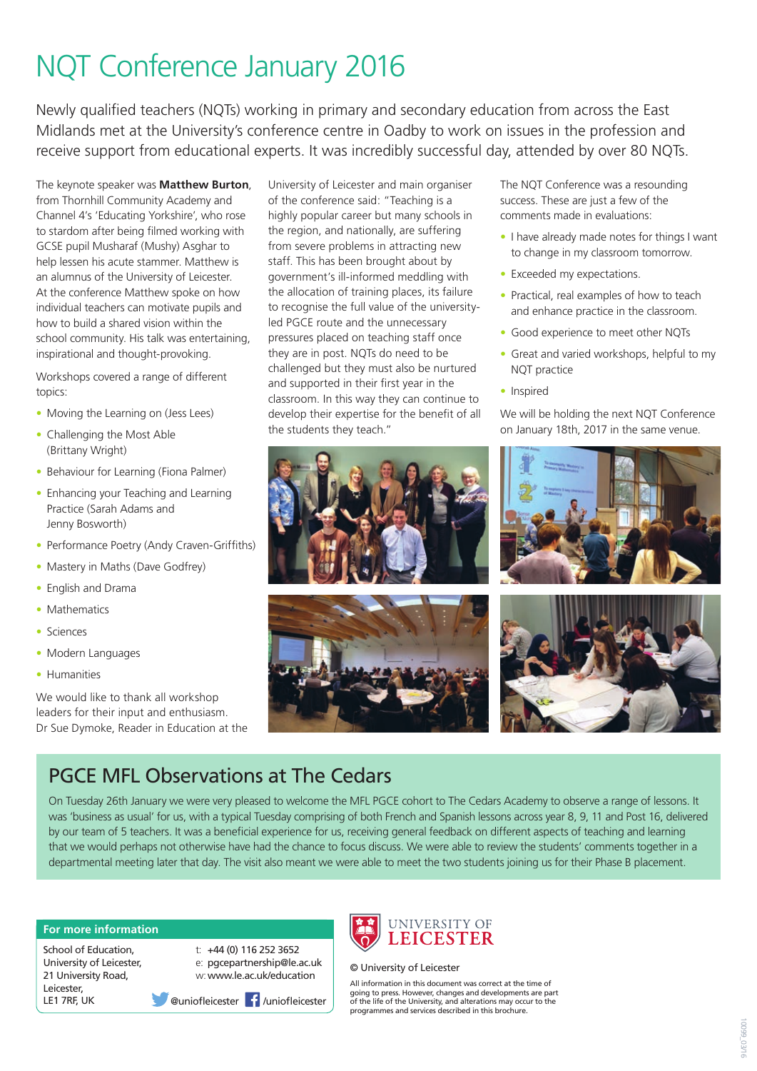# NQT Conference January 2016

Newly qualified teachers (NQTs) working in primary and secondary education from across the East Midlands met at the University's conference centre in Oadby to work on issues in the profession and receive support from educational experts. It was incredibly successful day, attended by over 80 NQTs.

The keynote speaker was **Matthew Burton**, from Thornhill Community Academy and Channel 4's 'Educating Yorkshire', who rose to stardom after being filmed working with GCSE pupil Musharaf (Mushy) Asghar to help lessen his acute stammer. Matthew is an alumnus of the University of Leicester. At the conference Matthew spoke on how individual teachers can motivate pupils and how to build a shared vision within the school community. His talk was entertaining, inspirational and thought-provoking.

Workshops covered a range of different topics:

- Moving the Learning on (Jess Lees)
- Challenging the Most Able (Brittany Wright)
- Behaviour for Learning (Fiona Palmer)
- Enhancing your Teaching and Learning Practice (Sarah Adams and Jenny Bosworth)
- Performance Poetry (Andy Craven-Griffiths)
- Mastery in Maths (Dave Godfrey)
- English and Drama
- Mathematics
- Sciences
- Modern Languages
- Humanities

We would like to thank all workshop leaders for their input and enthusiasm. Dr Sue Dymoke, Reader in Education at the University of Leicester and main organiser of the conference said: "Teaching is a highly popular career but many schools in the region, and nationally, are suffering from severe problems in attracting new staff. This has been brought about by government's ill-informed meddling with the allocation of training places, its failure to recognise the full value of the university-led PGCE route and the unnecessary pressures placed on teaching staff once they are in post. NQTs do need to be challenged but they must also be nurtured and supported in their first year in the classroom. In this way they can continue to develop their expertise for the benefit of all the students they teach."

The NQT Conference was a resounding success. These are just a few of the comments made in evaluations:

- I have already made notes for things I want to change in my classroom tomorrow.
- Exceeded my expectations.
- Practical, real examples of how to teach and enhance practice in the classroom.
- Good experience to meet other NQTs
- Great and varied workshops, helpful to my NQT practice
- Inspired

We will be holding the next NQT Conference on January 18th, 2017 in the same venue.

## PGCE MFL Observations at The Cedars

On Tuesday 26th January we were very pleased to welcome the MFL PGCE cohort to The Cedars Academy to observe a range of lessons. It was 'business as usual' for us, with a typical Tuesday comprising of both French and Spanish lessons across year 8, 9, 11 and Post 16, delivered by our team of 5 teachers. It was a beneficial experience for us, receiving general feedback on different aspects of teaching and learning that we would perhaps not otherwise have had the chance to focus discuss. We were able to review the students' comments together in a departmental meeting later that day. The visit also meant we were able to meet the two students joining us for their Phase B placement.

**For more information**

School of Education,
University of Leicester,
21 University Road,
Leicester,
LE1 7RF, UK

t: +44 (0) 116 252 3652
e: pgcepartnership@le.ac.uk
w: www.le.ac.uk/education

@uniofleicester /uniofleicester

UNIVERSITY OF LEICESTER

© University of Leicester

All information in this document was correct at the time of going to press. However, changes and developments are part of the life of the University, and alterations may occur to the programmes and services described in this brochure.

10099_03/16